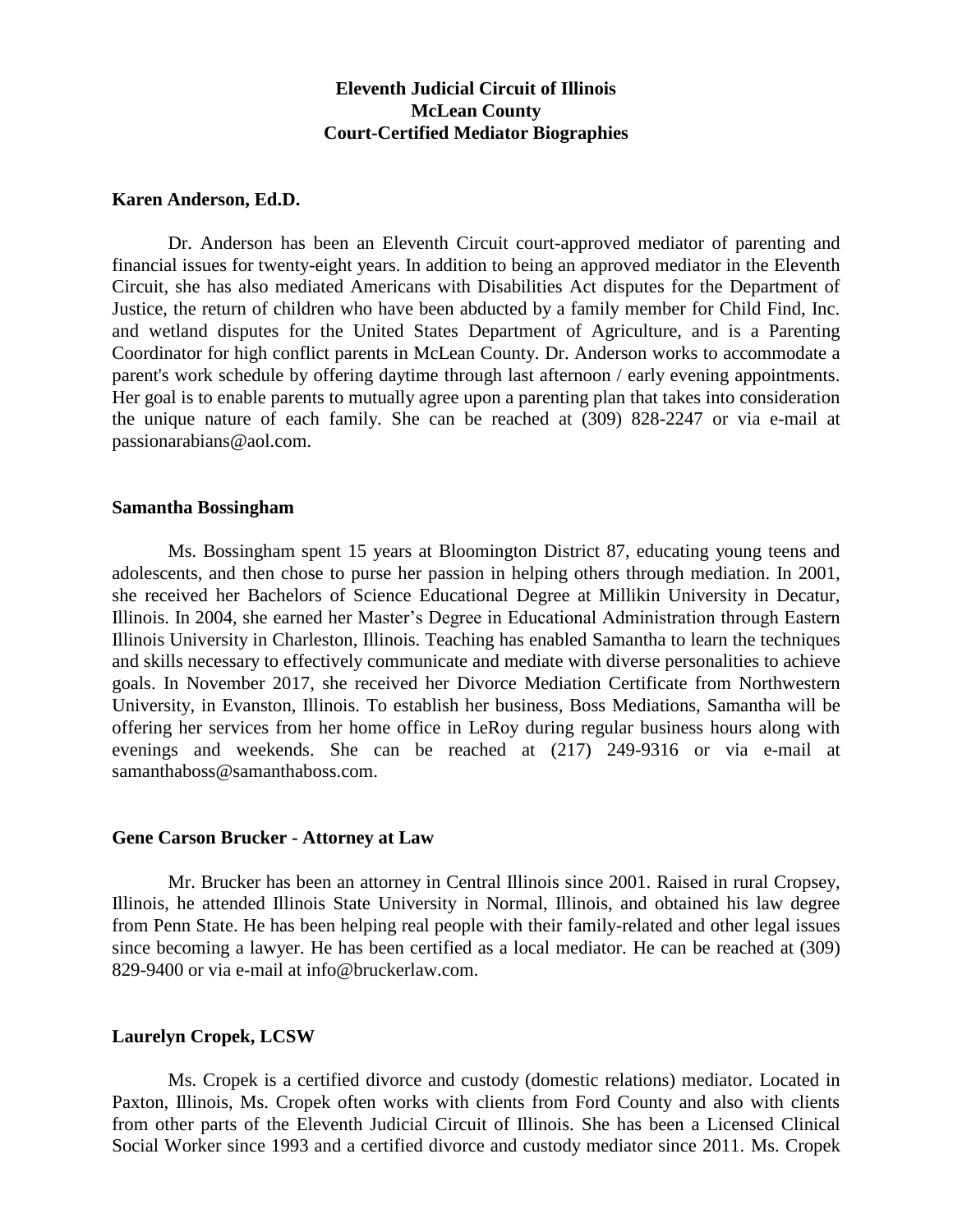**Eleventh Judicial Circuit of Illinois**
**McLean County**
**Court-Certified Mediator Biographies**

## Karen Anderson, Ed.D.

Dr. Anderson has been an Eleventh Circuit court-approved mediator of parenting and financial issues for twenty-eight years. In addition to being an approved mediator in the Eleventh Circuit, she has also mediated Americans with Disabilities Act disputes for the Department of Justice, the return of children who have been abducted by a family member for Child Find, Inc. and wetland disputes for the United States Department of Agriculture, and is a Parenting Coordinator for high conflict parents in McLean County. Dr. Anderson works to accommodate a parent's work schedule by offering daytime through last afternoon / early evening appointments. Her goal is to enable parents to mutually agree upon a parenting plan that takes into consideration the unique nature of each family. She can be reached at (309) 828-2247 or via e-mail at passionarabians@aol.com.

## Samantha Bossingham

Ms. Bossingham spent 15 years at Bloomington District 87, educating young teens and adolescents, and then chose to purse her passion in helping others through mediation. In 2001, she received her Bachelors of Science Educational Degree at Millikin University in Decatur, Illinois. In 2004, she earned her Master's Degree in Educational Administration through Eastern Illinois University in Charleston, Illinois. Teaching has enabled Samantha to learn the techniques and skills necessary to effectively communicate and mediate with diverse personalities to achieve goals. In November 2017, she received her Divorce Mediation Certificate from Northwestern University, in Evanston, Illinois. To establish her business, Boss Mediations, Samantha will be offering her services from her home office in LeRoy during regular business hours along with evenings and weekends. She can be reached at (217) 249-9316 or via e-mail at samanthaboss@samanthaboss.com.

## Gene Carson Brucker - Attorney at Law

Mr. Brucker has been an attorney in Central Illinois since 2001. Raised in rural Cropsey, Illinois, he attended Illinois State University in Normal, Illinois, and obtained his law degree from Penn State. He has been helping real people with their family-related and other legal issues since becoming a lawyer. He has been certified as a local mediator. He can be reached at (309) 829-9400 or via e-mail at info@bruckerlaw.com.

## Laurelyn Cropek, LCSW

Ms. Cropek is a certified divorce and custody (domestic relations) mediator. Located in Paxton, Illinois, Ms. Cropek often works with clients from Ford County and also with clients from other parts of the Eleventh Judicial Circuit of Illinois. She has been a Licensed Clinical Social Worker since 1993 and a certified divorce and custody mediator since 2011. Ms. Cropek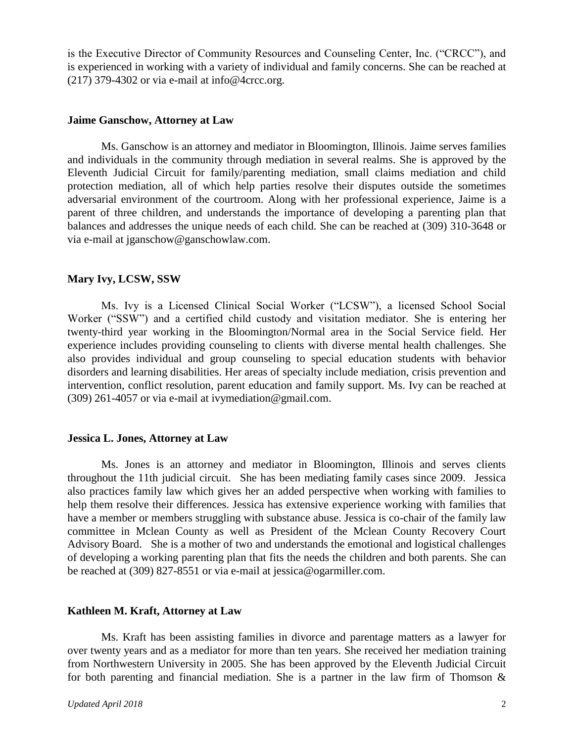is the Executive Director of Community Resources and Counseling Center, Inc. ("CRCC"), and is experienced in working with a variety of individual and family concerns. She can be reached at (217) 379-4302 or via e-mail at info@4crcc.org.

**Jaime Ganschow, Attorney at Law**

Ms. Ganschow is an attorney and mediator in Bloomington, Illinois. Jaime serves families and individuals in the community through mediation in several realms. She is approved by the Eleventh Judicial Circuit for family/parenting mediation, small claims mediation and child protection mediation, all of which help parties resolve their disputes outside the sometimes adversarial environment of the courtroom. Along with her professional experience, Jaime is a parent of three children, and understands the importance of developing a parenting plan that balances and addresses the unique needs of each child. She can be reached at (309) 310-3648 or via e-mail at jganschow@ganschowlaw.com.

**Mary Ivy, LCSW, SSW**

Ms. Ivy is a Licensed Clinical Social Worker ("LCSW"), a licensed School Social Worker ("SSW") and a certified child custody and visitation mediator. She is entering her twenty-third year working in the Bloomington/Normal area in the Social Service field. Her experience includes providing counseling to clients with diverse mental health challenges. She also provides individual and group counseling to special education students with behavior disorders and learning disabilities. Her areas of specialty include mediation, crisis prevention and intervention, conflict resolution, parent education and family support. Ms. Ivy can be reached at (309) 261-4057 or via e-mail at ivymediation@gmail.com.

**Jessica L. Jones, Attorney at Law**

Ms. Jones is an attorney and mediator in Bloomington, Illinois and serves clients throughout the 11th judicial circuit. She has been mediating family cases since 2009. Jessica also practices family law which gives her an added perspective when working with families to help them resolve their differences. Jessica has extensive experience working with families that have a member or members struggling with substance abuse. Jessica is co-chair of the family law committee in Mclean County as well as President of the Mclean County Recovery Court Advisory Board. She is a mother of two and understands the emotional and logistical challenges of developing a working parenting plan that fits the needs the children and both parents. She can be reached at (309) 827-8551 or via e-mail at jessica@ogarmiller.com.

**Kathleen M. Kraft, Attorney at Law**

Ms. Kraft has been assisting families in divorce and parentage matters as a lawyer for over twenty years and as a mediator for more than ten years. She received her mediation training from Northwestern University in 2005. She has been approved by the Eleventh Judicial Circuit for both parenting and financial mediation. She is a partner in the law firm of Thomson &

*Updated April 2018*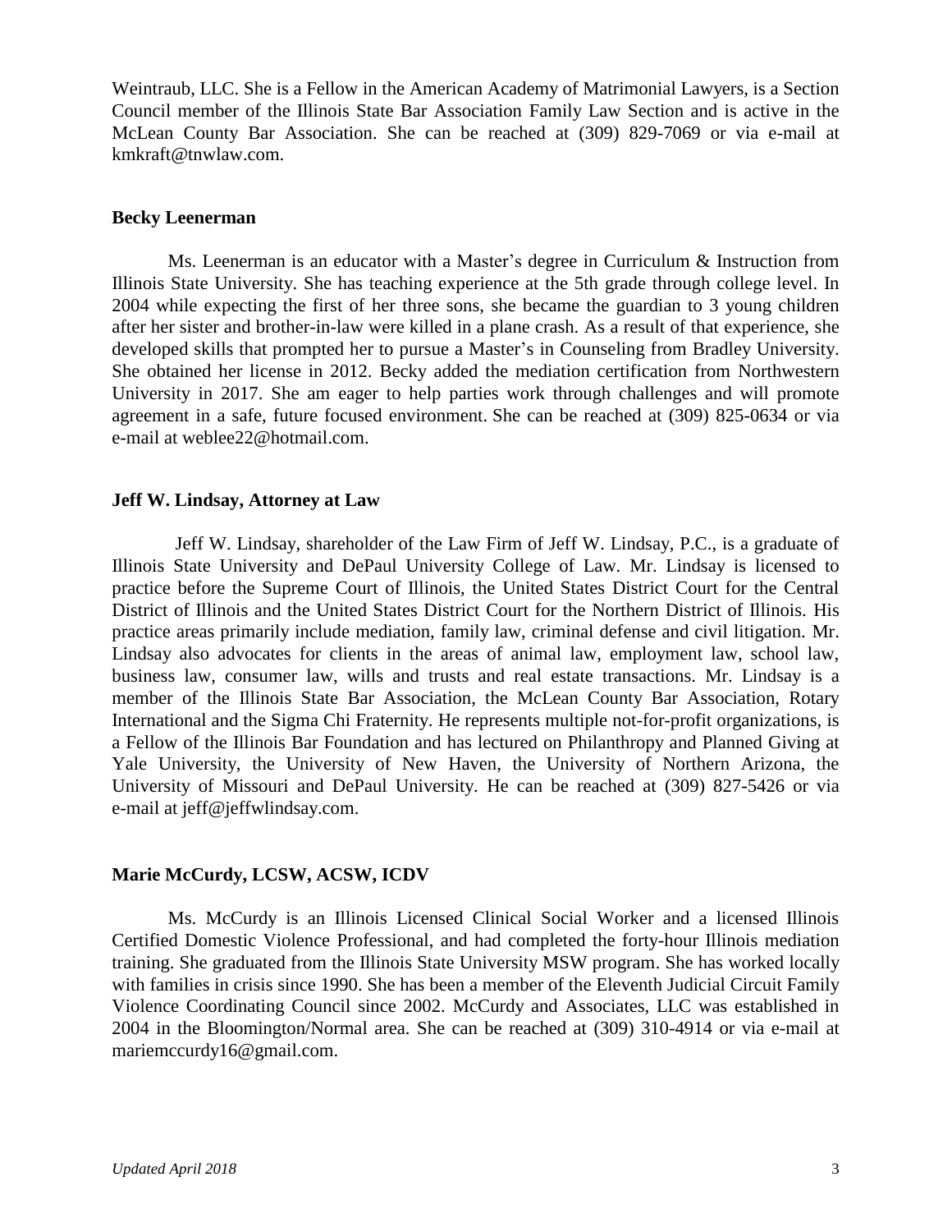Weintraub, LLC. She is a Fellow in the American Academy of Matrimonial Lawyers, is a Section Council member of the Illinois State Bar Association Family Law Section and is active in the McLean County Bar Association. She can be reached at (309) 829-7069 or via e-mail at kmkraft@tnwlaw.com.

**Becky Leenerman**

Ms. Leenerman is an educator with a Master's degree in Curriculum & Instruction from Illinois State University. She has teaching experience at the 5th grade through college level. In 2004 while expecting the first of her three sons, she became the guardian to 3 young children after her sister and brother-in-law were killed in a plane crash. As a result of that experience, she developed skills that prompted her to pursue a Master's in Counseling from Bradley University. She obtained her license in 2012. Becky added the mediation certification from Northwestern University in 2017. She am eager to help parties work through challenges and will promote agreement in a safe, future focused environment. She can be reached at (309) 825-0634 or via e-mail at weblee22@hotmail.com.

**Jeff W. Lindsay, Attorney at Law**

Jeff W. Lindsay, shareholder of the Law Firm of Jeff W. Lindsay, P.C., is a graduate of Illinois State University and DePaul University College of Law. Mr. Lindsay is licensed to practice before the Supreme Court of Illinois, the United States District Court for the Central District of Illinois and the United States District Court for the Northern District of Illinois. His practice areas primarily include mediation, family law, criminal defense and civil litigation. Mr. Lindsay also advocates for clients in the areas of animal law, employment law, school law, business law, consumer law, wills and trusts and real estate transactions. Mr. Lindsay is a member of the Illinois State Bar Association, the McLean County Bar Association, Rotary International and the Sigma Chi Fraternity. He represents multiple not-for-profit organizations, is a Fellow of the Illinois Bar Foundation and has lectured on Philanthropy and Planned Giving at Yale University, the University of New Haven, the University of Northern Arizona, the University of Missouri and DePaul University. He can be reached at (309) 827-5426 or via e-mail at jeff@jeffwlindsay.com.

**Marie McCurdy, LCSW, ACSW, ICDV**

Ms. McCurdy is an Illinois Licensed Clinical Social Worker and a licensed Illinois Certified Domestic Violence Professional, and had completed the forty-hour Illinois mediation training. She graduated from the Illinois State University MSW program. She has worked locally with families in crisis since 1990. She has been a member of the Eleventh Judicial Circuit Family Violence Coordinating Council since 2002. McCurdy and Associates, LLC was established in 2004 in the Bloomington/Normal area. She can be reached at (309) 310-4914 or via e-mail at mariemccurdy16@gmail.com.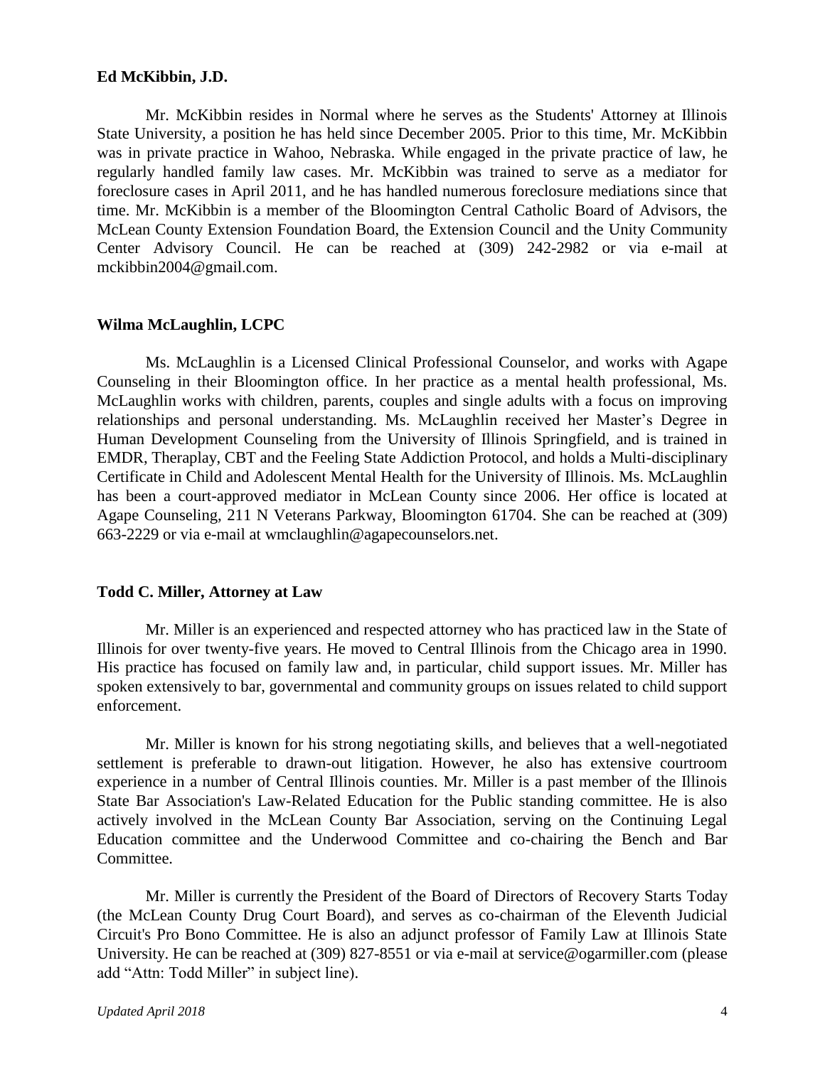**Ed McKibbin, J.D.**

Mr. McKibbin resides in Normal where he serves as the Students' Attorney at Illinois State University, a position he has held since December 2005. Prior to this time, Mr. McKibbin was in private practice in Wahoo, Nebraska. While engaged in the private practice of law, he regularly handled family law cases. Mr. McKibbin was trained to serve as a mediator for foreclosure cases in April 2011, and he has handled numerous foreclosure mediations since that time. Mr. McKibbin is a member of the Bloomington Central Catholic Board of Advisors, the McLean County Extension Foundation Board, the Extension Council and the Unity Community Center Advisory Council. He can be reached at (309) 242-2982 or via e-mail at mckibbin2004@gmail.com.

**Wilma McLaughlin, LCPC**

Ms. McLaughlin is a Licensed Clinical Professional Counselor, and works with Agape Counseling in their Bloomington office. In her practice as a mental health professional, Ms. McLaughlin works with children, parents, couples and single adults with a focus on improving relationships and personal understanding. Ms. McLaughlin received her Master's Degree in Human Development Counseling from the University of Illinois Springfield, and is trained in EMDR, Theraplay, CBT and the Feeling State Addiction Protocol, and holds a Multi-disciplinary Certificate in Child and Adolescent Mental Health for the University of Illinois. Ms. McLaughlin has been a court-approved mediator in McLean County since 2006. Her office is located at Agape Counseling, 211 N Veterans Parkway, Bloomington 61704. She can be reached at (309) 663-2229 or via e-mail at wmclaughlin@agapecounselors.net.

**Todd C. Miller, Attorney at Law**

Mr. Miller is an experienced and respected attorney who has practiced law in the State of Illinois for over twenty-five years. He moved to Central Illinois from the Chicago area in 1990. His practice has focused on family law and, in particular, child support issues. Mr. Miller has spoken extensively to bar, governmental and community groups on issues related to child support enforcement.

Mr. Miller is known for his strong negotiating skills, and believes that a well-negotiated settlement is preferable to drawn-out litigation. However, he also has extensive courtroom experience in a number of Central Illinois counties. Mr. Miller is a past member of the Illinois State Bar Association's Law-Related Education for the Public standing committee. He is also actively involved in the McLean County Bar Association, serving on the Continuing Legal Education committee and the Underwood Committee and co-chairing the Bench and Bar Committee.

Mr. Miller is currently the President of the Board of Directors of Recovery Starts Today (the McLean County Drug Court Board), and serves as co-chairman of the Eleventh Judicial Circuit's Pro Bono Committee. He is also an adjunct professor of Family Law at Illinois State University. He can be reached at (309) 827-8551 or via e-mail at service@ogarmiller.com (please add "Attn: Todd Miller" in subject line).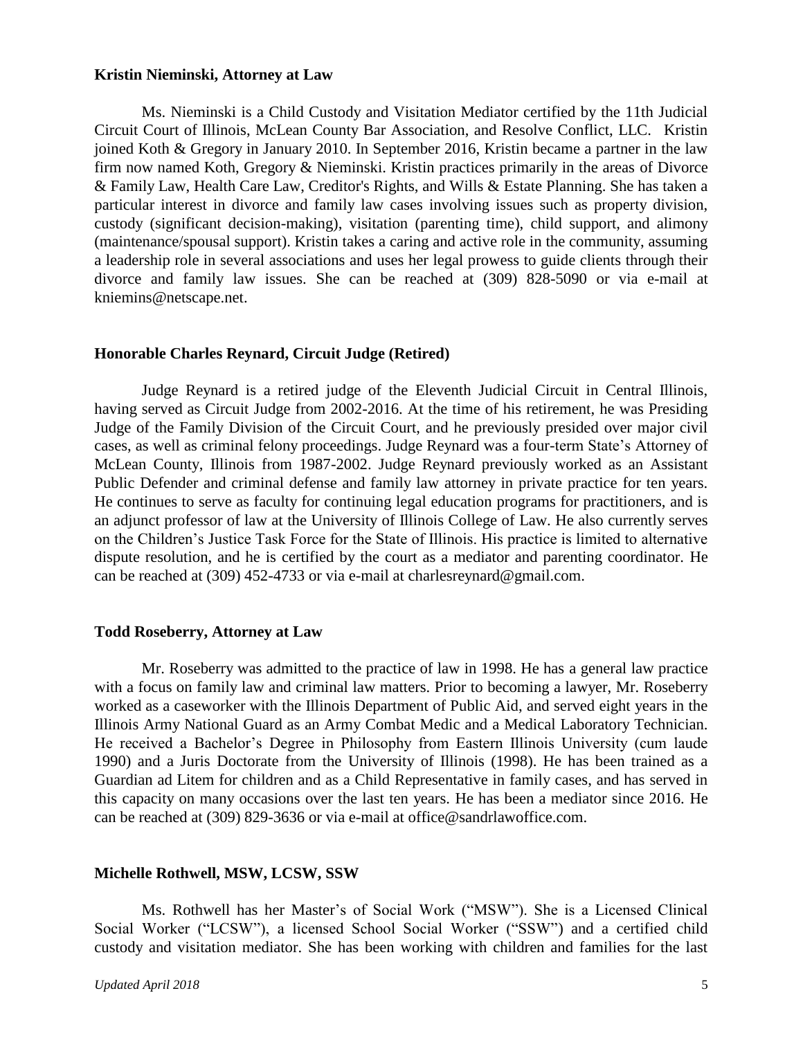**Kristin Nieminski, Attorney at Law**

Ms. Nieminski is a Child Custody and Visitation Mediator certified by the 11th Judicial Circuit Court of Illinois, McLean County Bar Association, and Resolve Conflict, LLC. Kristin joined Koth & Gregory in January 2010. In September 2016, Kristin became a partner in the law firm now named Koth, Gregory & Nieminski. Kristin practices primarily in the areas of Divorce & Family Law, Health Care Law, Creditor's Rights, and Wills & Estate Planning. She has taken a particular interest in divorce and family law cases involving issues such as property division, custody (significant decision-making), visitation (parenting time), child support, and alimony (maintenance/spousal support). Kristin takes a caring and active role in the community, assuming a leadership role in several associations and uses her legal prowess to guide clients through their divorce and family law issues. She can be reached at (309) 828-5090 or via e-mail at kniemins@netscape.net.

**Honorable Charles Reynard, Circuit Judge (Retired)**

Judge Reynard is a retired judge of the Eleventh Judicial Circuit in Central Illinois, having served as Circuit Judge from 2002-2016. At the time of his retirement, he was Presiding Judge of the Family Division of the Circuit Court, and he previously presided over major civil cases, as well as criminal felony proceedings. Judge Reynard was a four-term State's Attorney of McLean County, Illinois from 1987-2002. Judge Reynard previously worked as an Assistant Public Defender and criminal defense and family law attorney in private practice for ten years. He continues to serve as faculty for continuing legal education programs for practitioners, and is an adjunct professor of law at the University of Illinois College of Law. He also currently serves on the Children's Justice Task Force for the State of Illinois. His practice is limited to alternative dispute resolution, and he is certified by the court as a mediator and parenting coordinator. He can be reached at (309) 452-4733 or via e-mail at charlesreynard@gmail.com.

**Todd Roseberry, Attorney at Law**

Mr. Roseberry was admitted to the practice of law in 1998. He has a general law practice with a focus on family law and criminal law matters. Prior to becoming a lawyer, Mr. Roseberry worked as a caseworker with the Illinois Department of Public Aid, and served eight years in the Illinois Army National Guard as an Army Combat Medic and a Medical Laboratory Technician. He received a Bachelor's Degree in Philosophy from Eastern Illinois University (cum laude 1990) and a Juris Doctorate from the University of Illinois (1998). He has been trained as a Guardian ad Litem for children and as a Child Representative in family cases, and has served in this capacity on many occasions over the last ten years. He has been a mediator since 2016. He can be reached at (309) 829-3636 or via e-mail at office@sandrlawoffice.com.

**Michelle Rothwell, MSW, LCSW, SSW**

Ms. Rothwell has her Master's of Social Work ("MSW"). She is a Licensed Clinical Social Worker ("LCSW"), a licensed School Social Worker ("SSW") and a certified child custody and visitation mediator. She has been working with children and families for the last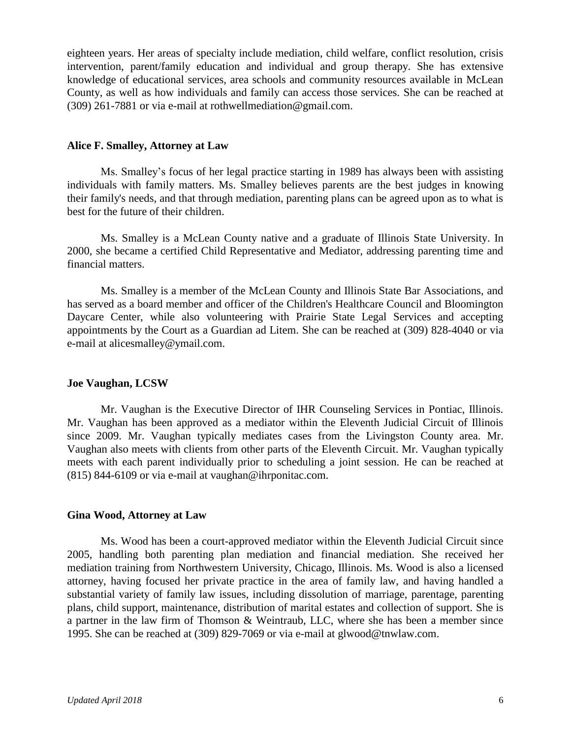eighteen years. Her areas of specialty include mediation, child welfare, conflict resolution, crisis intervention, parent/family education and individual and group therapy. She has extensive knowledge of educational services, area schools and community resources available in McLean County, as well as how individuals and family can access those services. She can be reached at (309) 261-7881 or via e-mail at rothwellmediation@gmail.com.

**Alice F. Smalley, Attorney at Law**

Ms. Smalley's focus of her legal practice starting in 1989 has always been with assisting individuals with family matters. Ms. Smalley believes parents are the best judges in knowing their family's needs, and that through mediation, parenting plans can be agreed upon as to what is best for the future of their children.

Ms. Smalley is a McLean County native and a graduate of Illinois State University. In 2000, she became a certified Child Representative and Mediator, addressing parenting time and financial matters.

Ms. Smalley is a member of the McLean County and Illinois State Bar Associations, and has served as a board member and officer of the Children's Healthcare Council and Bloomington Daycare Center, while also volunteering with Prairie State Legal Services and accepting appointments by the Court as a Guardian ad Litem. She can be reached at (309) 828-4040 or via e-mail at alicesmalley@ymail.com.

**Joe Vaughan, LCSW**

Mr. Vaughan is the Executive Director of IHR Counseling Services in Pontiac, Illinois. Mr. Vaughan has been approved as a mediator within the Eleventh Judicial Circuit of Illinois since 2009. Mr. Vaughan typically mediates cases from the Livingston County area. Mr. Vaughan also meets with clients from other parts of the Eleventh Circuit. Mr. Vaughan typically meets with each parent individually prior to scheduling a joint session. He can be reached at (815) 844-6109 or via e-mail at vaughan@ihrponitac.com.

**Gina Wood, Attorney at Law**

Ms. Wood has been a court-approved mediator within the Eleventh Judicial Circuit since 2005, handling both parenting plan mediation and financial mediation. She received her mediation training from Northwestern University, Chicago, Illinois. Ms. Wood is also a licensed attorney, having focused her private practice in the area of family law, and having handled a substantial variety of family law issues, including dissolution of marriage, parentage, parenting plans, child support, maintenance, distribution of marital estates and collection of support. She is a partner in the law firm of Thomson & Weintraub, LLC, where she has been a member since 1995. She can be reached at (309) 829-7069 or via e-mail at glwood@tnwlaw.com.